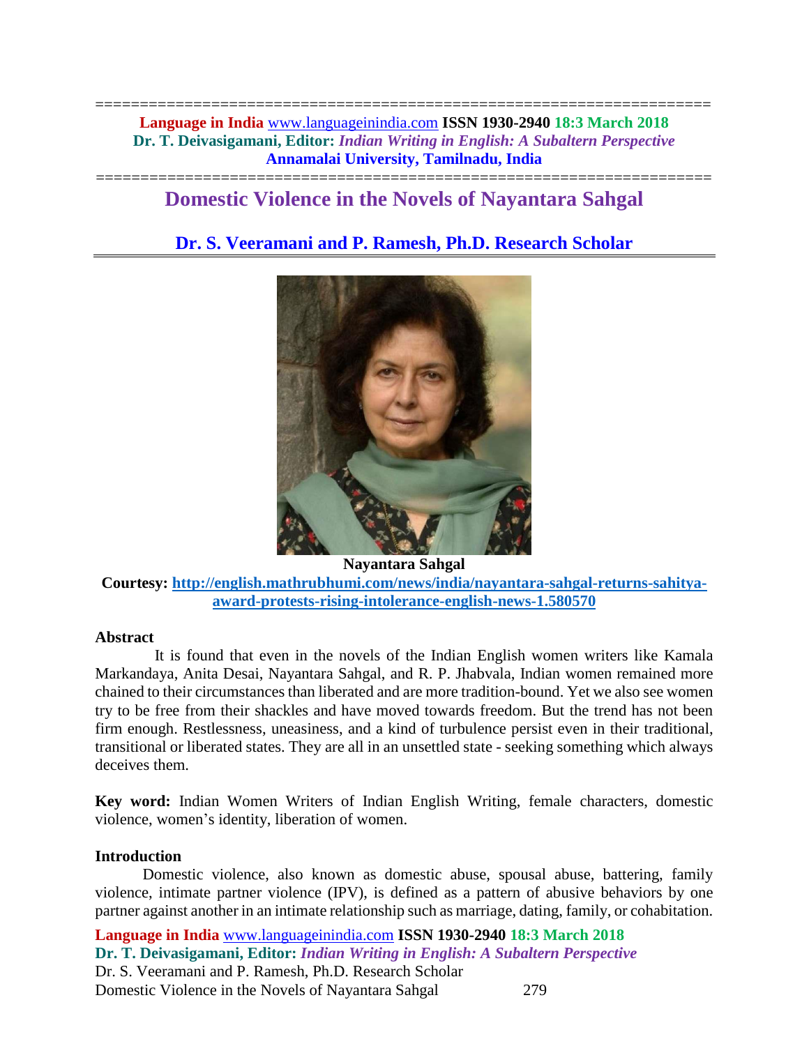# Domestic Violence in the Novels of Nayantara Sahgal

## Dr. S. Veeramani and P. Ramesh, Ph.D. Research Scholar

**Nayantara Sahgal**

**Courtesy: http://english.mathrubhumi.com/news/india/nayantara-sahgal-returns-sahitya-award-protests-rising-intolerance-english-news-1.580570**

### Abstract

It is found that even in the novels of the Indian English women writers like Kamala Markandaya, Anita Desai, Nayantara Sahgal, and R. P. Jhabvala, Indian women remained more chained to their circumstances than liberated and are more tradition-bound. Yet we also see women try to be free from their shackles and have moved towards freedom. But the trend has not been firm enough. Restlessness, uneasiness, and a kind of turbulence persist even in their traditional, transitional or liberated states. They are all in an unsettled state - seeking something which always deceives them.

**Key word:** Indian Women Writers of Indian English Writing, female characters, domestic violence, women's identity, liberation of women.

### Introduction

Domestic violence, also known as domestic abuse, spousal abuse, battering, family violence, intimate partner violence (IPV), is defined as a pattern of abusive behaviors by one partner against another in an intimate relationship such as marriage, dating, family, or cohabitation.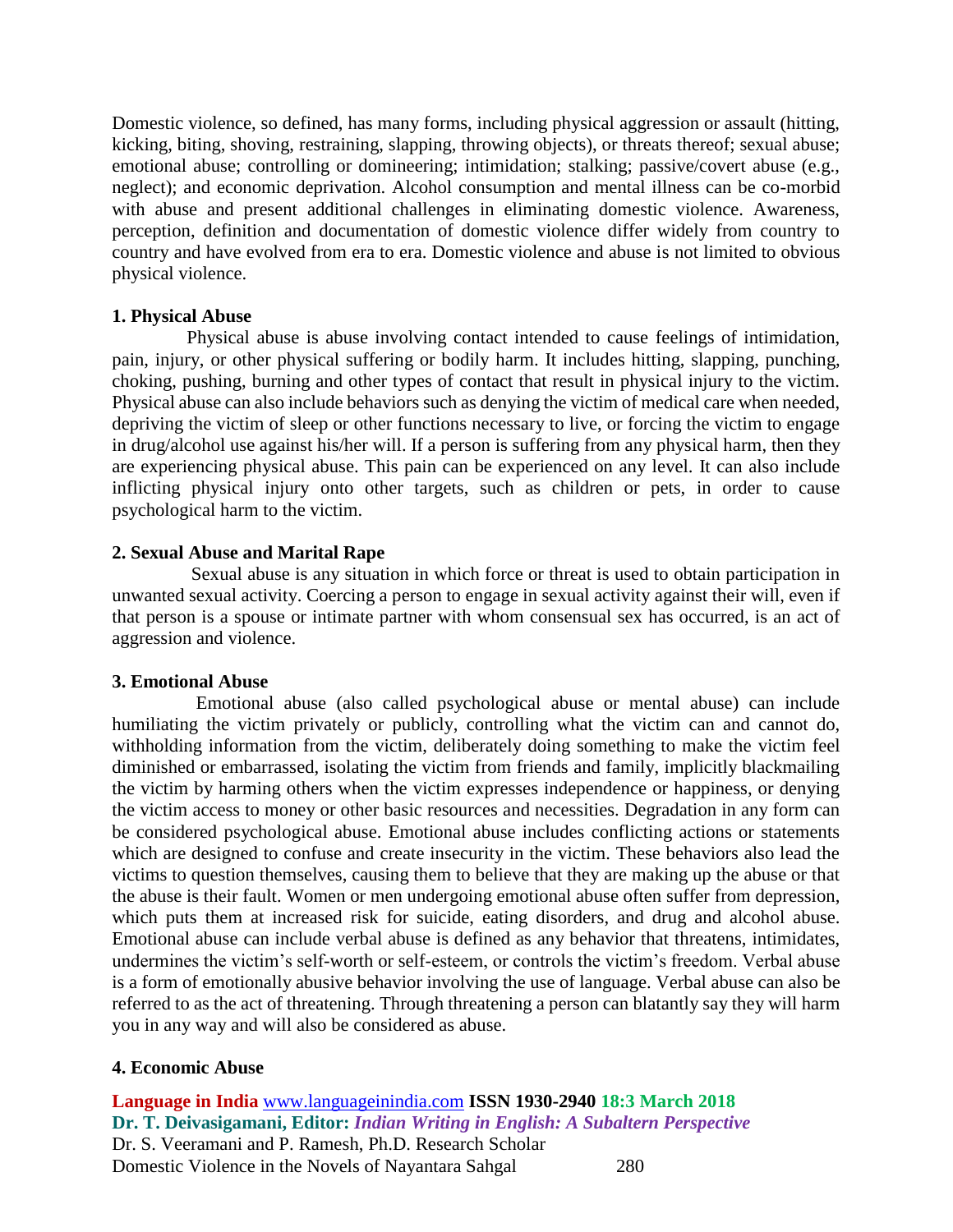Domestic violence, so defined, has many forms, including physical aggression or assault (hitting, kicking, biting, shoving, restraining, slapping, throwing objects), or threats thereof; sexual abuse; emotional abuse; controlling or domineering; intimidation; stalking; passive/covert abuse (e.g., neglect); and economic deprivation. Alcohol consumption and mental illness can be co-morbid with abuse and present additional challenges in eliminating domestic violence. Awareness, perception, definition and documentation of domestic violence differ widely from country to country and have evolved from era to era. Domestic violence and abuse is not limited to obvious physical violence.

**1. Physical Abuse**

Physical abuse is abuse involving contact intended to cause feelings of intimidation, pain, injury, or other physical suffering or bodily harm. It includes hitting, slapping, punching, choking, pushing, burning and other types of contact that result in physical injury to the victim. Physical abuse can also include behaviors such as denying the victim of medical care when needed, depriving the victim of sleep or other functions necessary to live, or forcing the victim to engage in drug/alcohol use against his/her will. If a person is suffering from any physical harm, then they are experiencing physical abuse. This pain can be experienced on any level. It can also include inflicting physical injury onto other targets, such as children or pets, in order to cause psychological harm to the victim.

**2. Sexual Abuse and Marital Rape**

Sexual abuse is any situation in which force or threat is used to obtain participation in unwanted sexual activity. Coercing a person to engage in sexual activity against their will, even if that person is a spouse or intimate partner with whom consensual sex has occurred, is an act of aggression and violence.

**3. Emotional Abuse**

Emotional abuse (also called psychological abuse or mental abuse) can include humiliating the victim privately or publicly, controlling what the victim can and cannot do, withholding information from the victim, deliberately doing something to make the victim feel diminished or embarrassed, isolating the victim from friends and family, implicitly blackmailing the victim by harming others when the victim expresses independence or happiness, or denying the victim access to money or other basic resources and necessities. Degradation in any form can be considered psychological abuse. Emotional abuse includes conflicting actions or statements which are designed to confuse and create insecurity in the victim. These behaviors also lead the victims to question themselves, causing them to believe that they are making up the abuse or that the abuse is their fault. Women or men undergoing emotional abuse often suffer from depression, which puts them at increased risk for suicide, eating disorders, and drug and alcohol abuse. Emotional abuse can include verbal abuse is defined as any behavior that threatens, intimidates, undermines the victim's self-worth or self-esteem, or controls the victim's freedom. Verbal abuse is a form of emotionally abusive behavior involving the use of language. Verbal abuse can also be referred to as the act of threatening. Through threatening a person can blatantly say they will harm you in any way and will also be considered as abuse.

**4. Economic Abuse**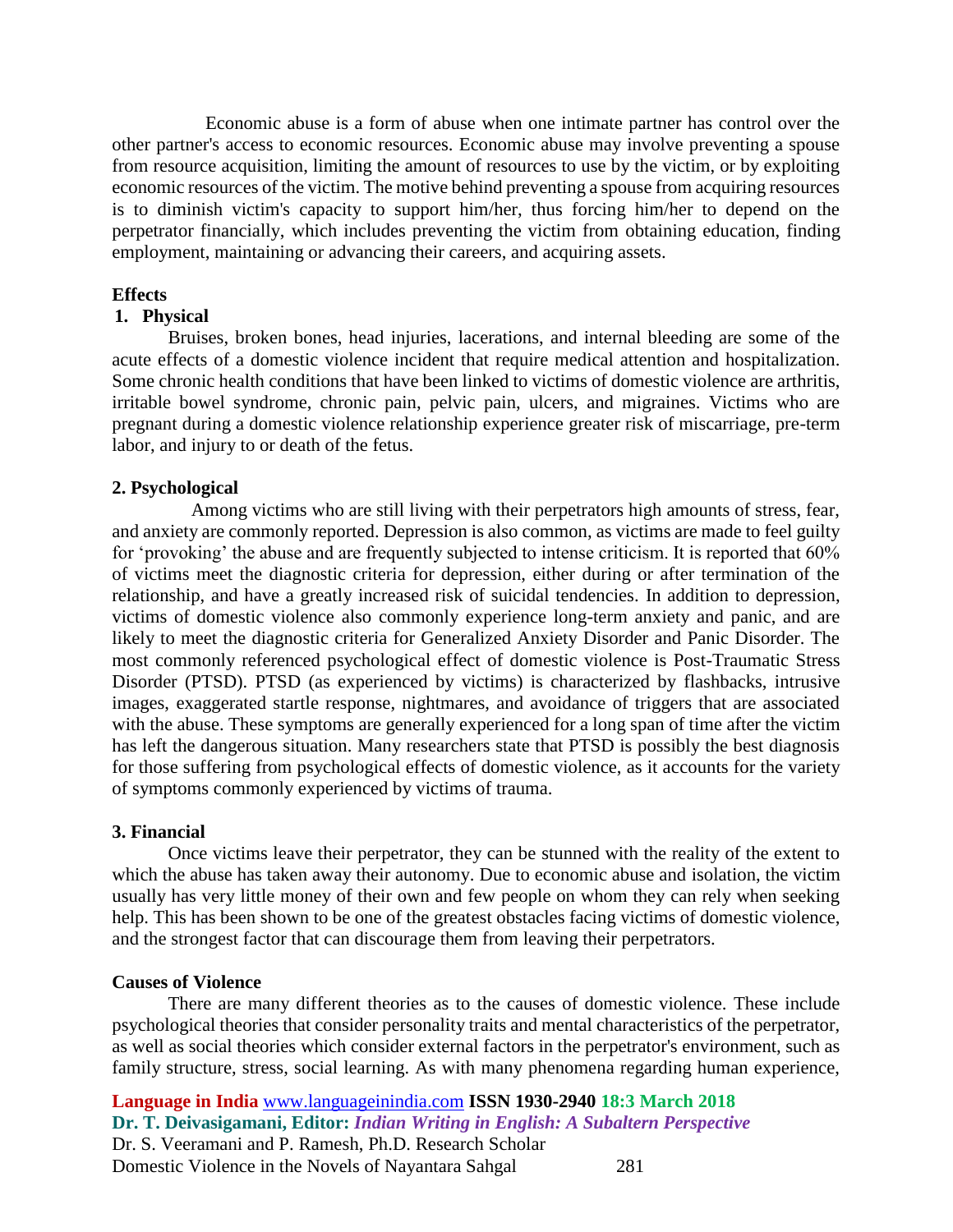Economic abuse is a form of abuse when one intimate partner has control over the other partner's access to economic resources. Economic abuse may involve preventing a spouse from resource acquisition, limiting the amount of resources to use by the victim, or by exploiting economic resources of the victim. The motive behind preventing a spouse from acquiring resources is to diminish victim's capacity to support him/her, thus forcing him/her to depend on the perpetrator financially, which includes preventing the victim from obtaining education, finding employment, maintaining or advancing their careers, and acquiring assets.

**Effects**

**1. Physical**

Bruises, broken bones, head injuries, lacerations, and internal bleeding are some of the acute effects of a domestic violence incident that require medical attention and hospitalization. Some chronic health conditions that have been linked to victims of domestic violence are arthritis, irritable bowel syndrome, chronic pain, pelvic pain, ulcers, and migraines. Victims who are pregnant during a domestic violence relationship experience greater risk of miscarriage, pre-term labor, and injury to or death of the fetus.

**2. Psychological**

Among victims who are still living with their perpetrators high amounts of stress, fear, and anxiety are commonly reported. Depression is also common, as victims are made to feel guilty for 'provoking' the abuse and are frequently subjected to intense criticism. It is reported that 60% of victims meet the diagnostic criteria for depression, either during or after termination of the relationship, and have a greatly increased risk of suicidal tendencies. In addition to depression, victims of domestic violence also commonly experience long-term anxiety and panic, and are likely to meet the diagnostic criteria for Generalized Anxiety Disorder and Panic Disorder. The most commonly referenced psychological effect of domestic violence is Post-Traumatic Stress Disorder (PTSD). PTSD (as experienced by victims) is characterized by flashbacks, intrusive images, exaggerated startle response, nightmares, and avoidance of triggers that are associated with the abuse. These symptoms are generally experienced for a long span of time after the victim has left the dangerous situation. Many researchers state that PTSD is possibly the best diagnosis for those suffering from psychological effects of domestic violence, as it accounts for the variety of symptoms commonly experienced by victims of trauma.

**3. Financial**

Once victims leave their perpetrator, they can be stunned with the reality of the extent to which the abuse has taken away their autonomy. Due to economic abuse and isolation, the victim usually has very little money of their own and few people on whom they can rely when seeking help. This has been shown to be one of the greatest obstacles facing victims of domestic violence, and the strongest factor that can discourage them from leaving their perpetrators.

**Causes of Violence**

There are many different theories as to the causes of domestic violence. These include psychological theories that consider personality traits and mental characteristics of the perpetrator, as well as social theories which consider external factors in the perpetrator's environment, such as family structure, stress, social learning. As with many phenomena regarding human experience,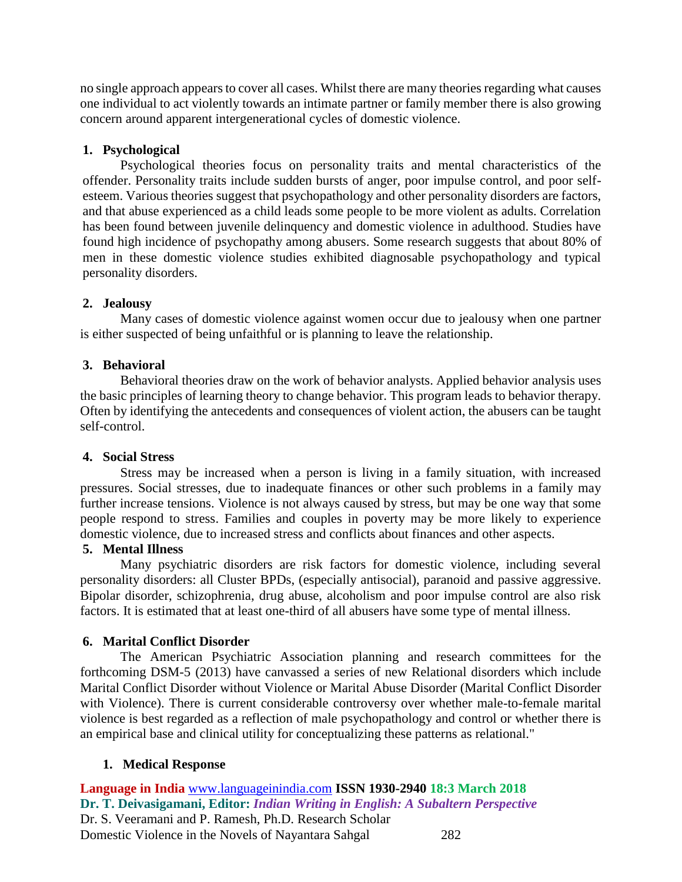no single approach appears to cover all cases. Whilst there are many theories regarding what causes one individual to act violently towards an intimate partner or family member there is also growing concern around apparent intergenerational cycles of domestic violence.

**1. Psychological**

Psychological theories focus on personality traits and mental characteristics of the offender. Personality traits include sudden bursts of anger, poor impulse control, and poor self-esteem. Various theories suggest that psychopathology and other personality disorders are factors, and that abuse experienced as a child leads some people to be more violent as adults. Correlation has been found between juvenile delinquency and domestic violence in adulthood. Studies have found high incidence of psychopathy among abusers. Some research suggests that about 80% of men in these domestic violence studies exhibited diagnosable psychopathology and typical personality disorders.

**2. Jealousy**

Many cases of domestic violence against women occur due to jealousy when one partner is either suspected of being unfaithful or is planning to leave the relationship.

**3. Behavioral**

Behavioral theories draw on the work of behavior analysts. Applied behavior analysis uses the basic principles of learning theory to change behavior. This program leads to behavior therapy. Often by identifying the antecedents and consequences of violent action, the abusers can be taught self-control.

**4. Social Stress**

Stress may be increased when a person is living in a family situation, with increased pressures. Social stresses, due to inadequate finances or other such problems in a family may further increase tensions. Violence is not always caused by stress, but may be one way that some people respond to stress. Families and couples in poverty may be more likely to experience domestic violence, due to increased stress and conflicts about finances and other aspects.

**5. Mental Illness**

Many psychiatric disorders are risk factors for domestic violence, including several personality disorders: all Cluster BPDs, (especially antisocial), paranoid and passive aggressive. Bipolar disorder, schizophrenia, drug abuse, alcoholism and poor impulse control are also risk factors. It is estimated that at least one-third of all abusers have some type of mental illness.

**6. Marital Conflict Disorder**

The American Psychiatric Association planning and research committees for the forthcoming DSM-5 (2013) have canvassed a series of new Relational disorders which include Marital Conflict Disorder without Violence or Marital Abuse Disorder (Marital Conflict Disorder with Violence). There is current considerable controversy over whether male-to-female marital violence is best regarded as a reflection of male psychopathology and control or whether there is an empirical base and clinical utility for conceptualizing these patterns as relational."

**1. Medical Response**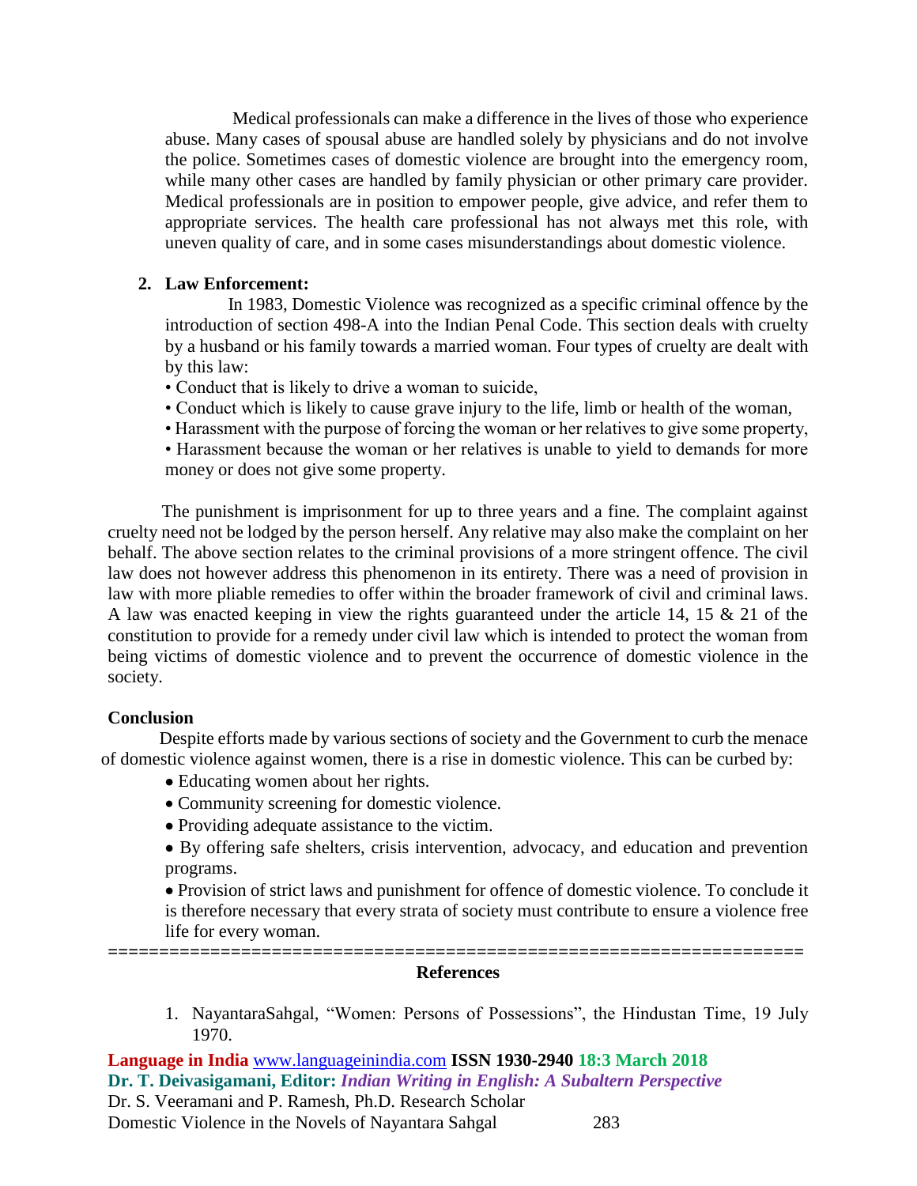Medical professionals can make a difference in the lives of those who experience abuse. Many cases of spousal abuse are handled solely by physicians and do not involve the police. Sometimes cases of domestic violence are brought into the emergency room, while many other cases are handled by family physician or other primary care provider. Medical professionals are in position to empower people, give advice, and refer them to appropriate services. The health care professional has not always met this role, with uneven quality of care, and in some cases misunderstandings about domestic violence.

2. **Law Enforcement:**

In 1983, Domestic Violence was recognized as a specific criminal offence by the introduction of section 498-A into the Indian Penal Code. This section deals with cruelty by a husband or his family towards a married woman. Four types of cruelty are dealt with by this law:

- Conduct that is likely to drive a woman to suicide,
- Conduct which is likely to cause grave injury to the life, limb or health of the woman,
- Harassment with the purpose of forcing the woman or her relatives to give some property,
- Harassment because the woman or her relatives is unable to yield to demands for more money or does not give some property.

The punishment is imprisonment for up to three years and a fine. The complaint against cruelty need not be lodged by the person herself. Any relative may also make the complaint on her behalf. The above section relates to the criminal provisions of a more stringent offence. The civil law does not however address this phenomenon in its entirety. There was a need of provision in law with more pliable remedies to offer within the broader framework of civil and criminal laws. A law was enacted keeping in view the rights guaranteed under the article 14, 15 & 21 of the constitution to provide for a remedy under civil law which is intended to protect the woman from being victims of domestic violence and to prevent the occurrence of domestic violence in the society.

## Conclusion

Despite efforts made by various sections of society and the Government to curb the menace of domestic violence against women, there is a rise in domestic violence. This can be curbed by:

- Educating women about her rights.
- Community screening for domestic violence.
- Providing adequate assistance to the victim.
- By offering safe shelters, crisis intervention, advocacy, and education and prevention programs.
- Provision of strict laws and punishment for offence of domestic violence. To conclude it is therefore necessary that every strata of society must contribute to ensure a violence free life for every woman.

=====================================================================

## References

1. NayantaraSahgal, "Women: Persons of Possessions", the Hindustan Time, 19 July 1970.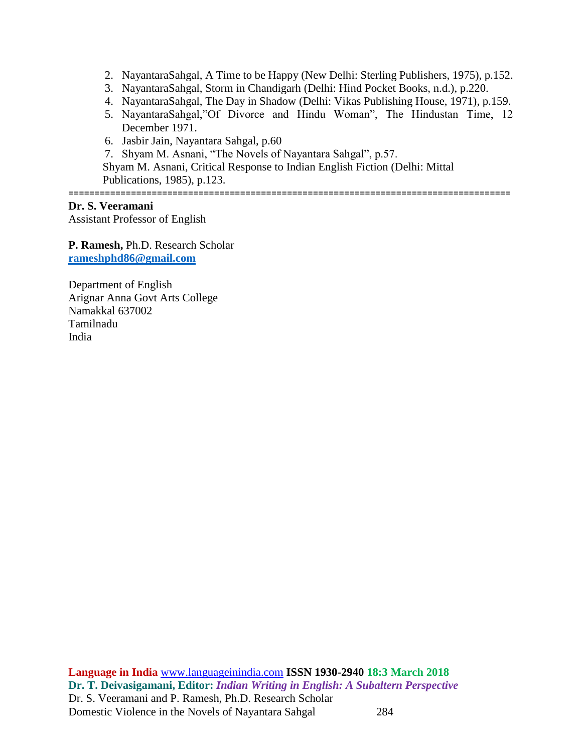2. NayantaraSahgal, A Time to be Happy (New Delhi: Sterling Publishers, 1975), p.152.
3. NayantaraSahgal, Storm in Chandigarh (Delhi: Hind Pocket Books, n.d.), p.220.
4. NayantaraSahgal, The Day in Shadow (Delhi: Vikas Publishing House, 1971), p.159.
5. NayantaraSahgal,"Of Divorce and Hindu Woman", The Hindustan Time, 12 December 1971.
6. Jasbir Jain, Nayantara Sahgal, p.60
7. Shyam M. Asnani, "The Novels of Nayantara Sahgal", p.57.

Shyam M. Asnani, Critical Response to Indian English Fiction (Delhi: Mittal Publications, 1985), p.123.

---

**Dr. S. Veeramani**
Assistant Professor of English

**P. Ramesh,** Ph.D. Research Scholar
**rameshphd86@gmail.com**

Department of English
Arignar Anna Govt Arts College
Namakkal 637002
Tamilnadu
India